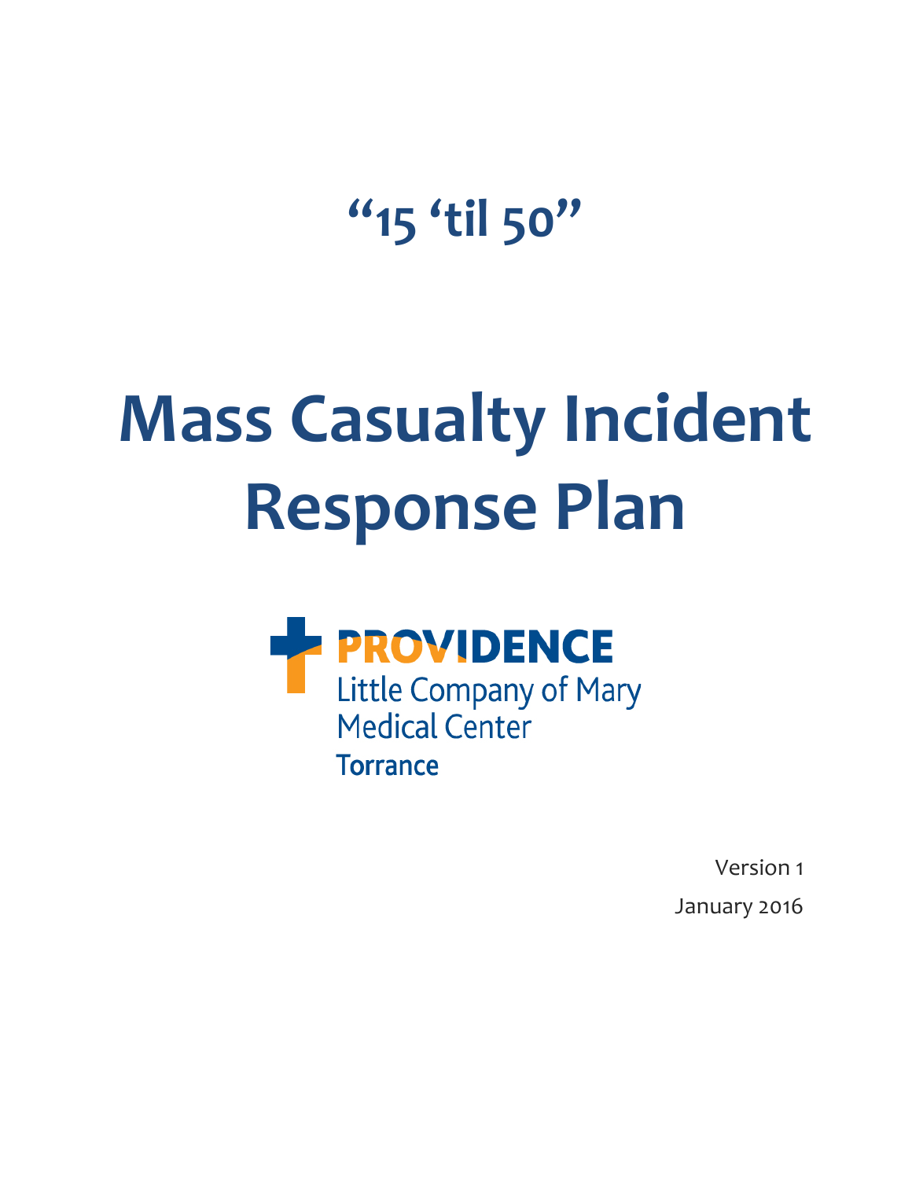# “15 ‘til 50”

# Mass Casualty Incident Response Plan

PROVIDENCE
Little Company of Mary
Medical Center
Torrance

Version 1

January 2016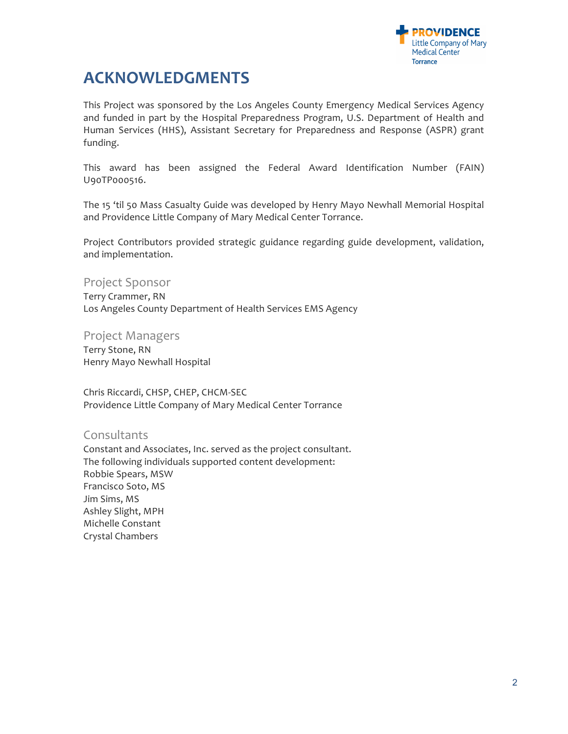# ACKNOWLEDGMENTS

This Project was sponsored by the Los Angeles County Emergency Medical Services Agency and funded in part by the Hospital Preparedness Program, U.S. Department of Health and Human Services (HHS), Assistant Secretary for Preparedness and Response (ASPR) grant funding.

This award has been assigned the Federal Award Identification Number (FAIN) U90TP000516.

The 15 'til 50 Mass Casualty Guide was developed by Henry Mayo Newhall Memorial Hospital and Providence Little Company of Mary Medical Center Torrance.

Project Contributors provided strategic guidance regarding guide development, validation, and implementation.

## Project Sponsor

Terry Crammer, RN
Los Angeles County Department of Health Services EMS Agency

## Project Managers

Terry Stone, RN
Henry Mayo Newhall Hospital

Chris Riccardi, CHSP, CHEP, CHCM-SEC
Providence Little Company of Mary Medical Center Torrance

## Consultants

Constant and Associates, Inc. served as the project consultant.
The following individuals supported content development:
Robbie Spears, MSW
Francisco Soto, MS
Jim Sims, MS
Ashley Slight, MPH
Michelle Constant
Crystal Chambers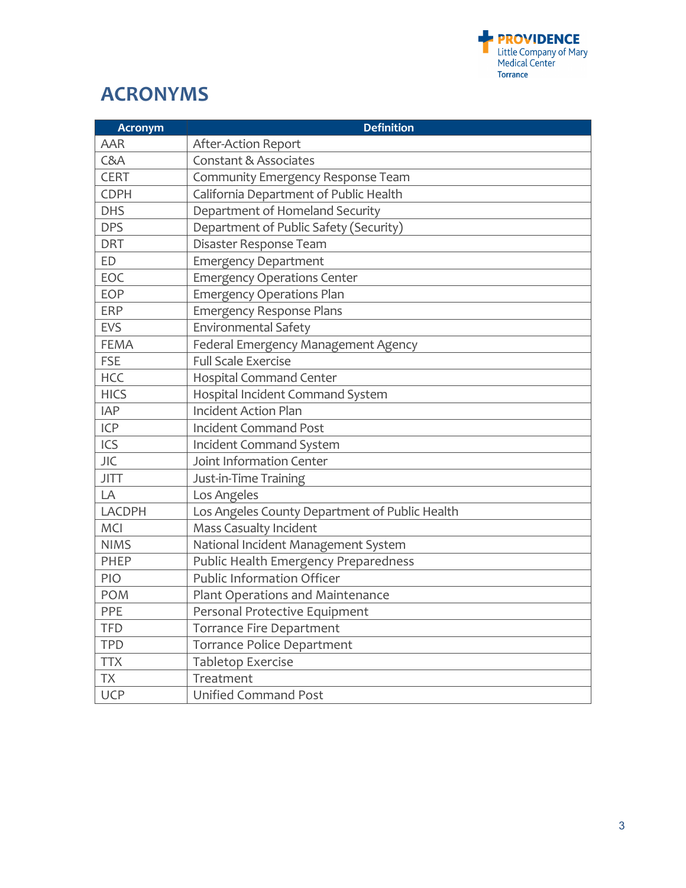# ACRONYMS

| Acronym | Definition |
|---|---|
| AAR | After-Action Report |
| C&A | Constant & Associates |
| CERT | Community Emergency Response Team |
| CDPH | California Department of Public Health |
| DHS | Department of Homeland Security |
| DPS | Department of Public Safety (Security) |
| DRT | Disaster Response Team |
| ED | Emergency Department |
| EOC | Emergency Operations Center |
| EOP | Emergency Operations Plan |
| ERP | Emergency Response Plans |
| EVS | Environmental Safety |
| FEMA | Federal Emergency Management Agency |
| FSE | Full Scale Exercise |
| HCC | Hospital Command Center |
| HICS | Hospital Incident Command System |
| IAP | Incident Action Plan |
| ICP | Incident Command Post |
| ICS | Incident Command System |
| JIC | Joint Information Center |
| JITT | Just-in-Time Training |
| LA | Los Angeles |
| LACDPH | Los Angeles County Department of Public Health |
| MCI | Mass Casualty Incident |
| NIMS | National Incident Management System |
| PHEP | Public Health Emergency Preparedness |
| PIO | Public Information Officer |
| POM | Plant Operations and Maintenance |
| PPE | Personal Protective Equipment |
| TFD | Torrance Fire Department |
| TPD | Torrance Police Department |
| TTX | Tabletop Exercise |
| TX | Treatment |
| UCP | Unified Command Post |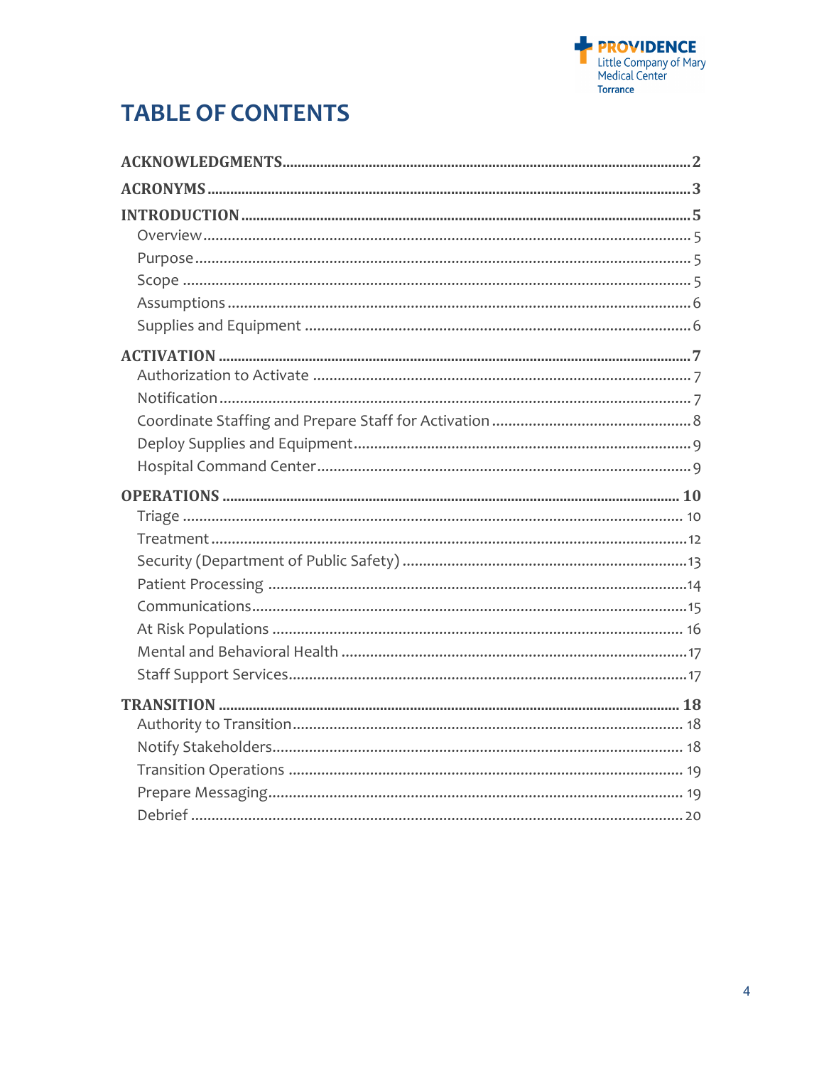# TABLE OF CONTENTS

**ACKNOWLEDGMENTS** .......... **2**

**ACRONYMS** .......... **3**

**INTRODUCTION** .......... **5**

- Overview .......... 5
- Purpose .......... 5
- Scope .......... 5
- Assumptions .......... 6
- Supplies and Equipment .......... 6

**ACTIVATION** .......... **7**

- Authorization to Activate .......... 7
- Notification .......... 7
- Coordinate Staffing and Prepare Staff for Activation .......... 8
- Deploy Supplies and Equipment .......... 9
- Hospital Command Center .......... 9

**OPERATIONS** .......... **10**

- Triage .......... 10
- Treatment .......... 12
- Security (Department of Public Safety) .......... 13
- Patient Processing .......... 14
- Communications .......... 15
- At Risk Populations .......... 16
- Mental and Behavioral Health .......... 17
- Staff Support Services .......... 17

**TRANSITION** .......... **18**

- Authority to Transition .......... 18
- Notify Stakeholders .......... 18
- Transition Operations .......... 19
- Prepare Messaging .......... 19
- Debrief .......... 20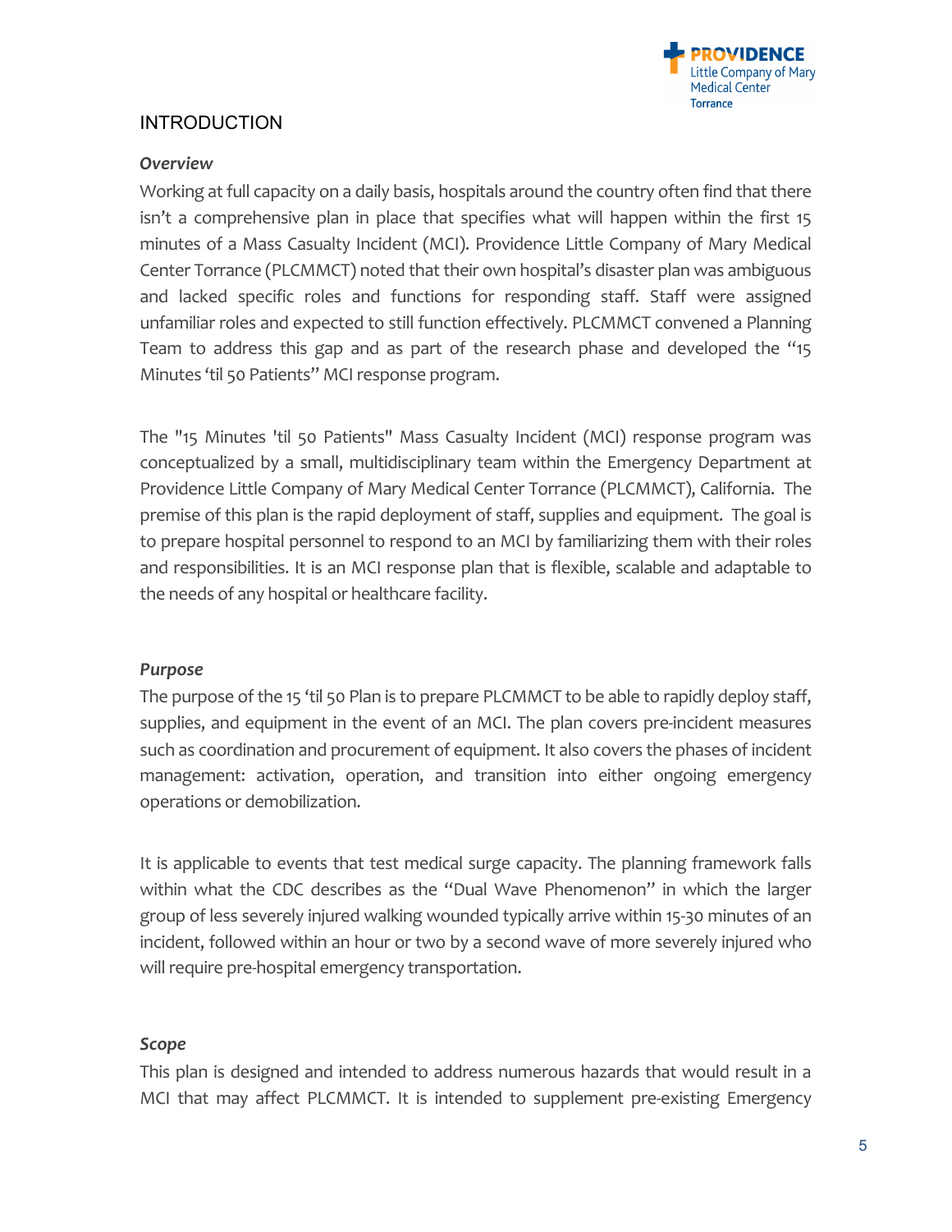## INTRODUCTION

### *Overview*

Working at full capacity on a daily basis, hospitals around the country often find that there isn't a comprehensive plan in place that specifies what will happen within the first 15 minutes of a Mass Casualty Incident (MCI). Providence Little Company of Mary Medical Center Torrance (PLCMMCT) noted that their own hospital's disaster plan was ambiguous and lacked specific roles and functions for responding staff. Staff were assigned unfamiliar roles and expected to still function effectively. PLCMMCT convened a Planning Team to address this gap and as part of the research phase and developed the "15 Minutes 'til 50 Patients" MCI response program.

The "15 Minutes 'til 50 Patients" Mass Casualty Incident (MCI) response program was conceptualized by a small, multidisciplinary team within the Emergency Department at Providence Little Company of Mary Medical Center Torrance (PLCMMCT), California. The premise of this plan is the rapid deployment of staff, supplies and equipment. The goal is to prepare hospital personnel to respond to an MCI by familiarizing them with their roles and responsibilities. It is an MCI response plan that is flexible, scalable and adaptable to the needs of any hospital or healthcare facility.

### *Purpose*

The purpose of the 15 'til 50 Plan is to prepare PLCMMCT to be able to rapidly deploy staff, supplies, and equipment in the event of an MCI. The plan covers pre-incident measures such as coordination and procurement of equipment. It also covers the phases of incident management: activation, operation, and transition into either ongoing emergency operations or demobilization.

It is applicable to events that test medical surge capacity. The planning framework falls within what the CDC describes as the "Dual Wave Phenomenon" in which the larger group of less severely injured walking wounded typically arrive within 15-30 minutes of an incident, followed within an hour or two by a second wave of more severely injured who will require pre-hospital emergency transportation.

### *Scope*

This plan is designed and intended to address numerous hazards that would result in a MCI that may affect PLCMMCT. It is intended to supplement pre-existing Emergency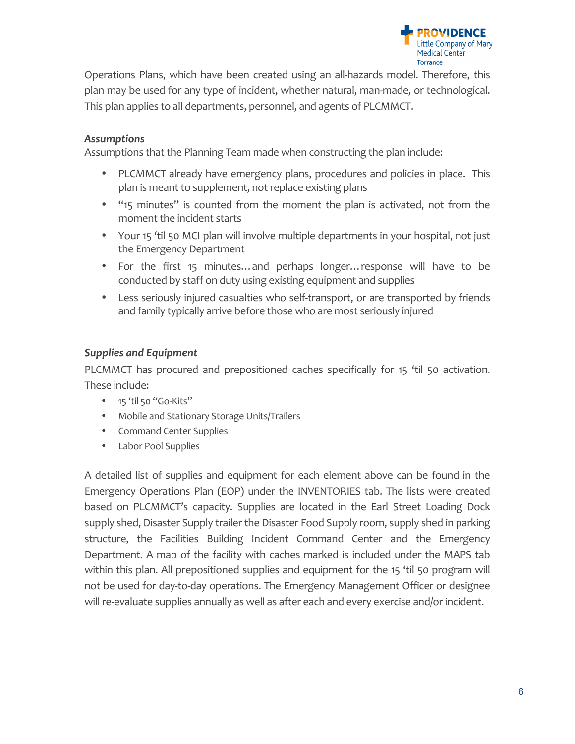Operations Plans, which have been created using an all-hazards model. Therefore, this plan may be used for any type of incident, whether natural, man-made, or technological. This plan applies to all departments, personnel, and agents of PLCMMCT.

*Assumptions*

Assumptions that the Planning Team made when constructing the plan include:

- PLCMMCT already have emergency plans, procedures and policies in place. This plan is meant to supplement, not replace existing plans
- "15 minutes" is counted from the moment the plan is activated, not from the moment the incident starts
- Your 15 'til 50 MCI plan will involve multiple departments in your hospital, not just the Emergency Department
- For the first 15 minutes…and perhaps longer…response will have to be conducted by staff on duty using existing equipment and supplies
- Less seriously injured casualties who self-transport, or are transported by friends and family typically arrive before those who are most seriously injured

*Supplies and Equipment*

PLCMMCT has procured and prepositioned caches specifically for 15 'til 50 activation. These include:

- 15 'til 50 "Go-Kits"
- Mobile and Stationary Storage Units/Trailers
- Command Center Supplies
- Labor Pool Supplies

A detailed list of supplies and equipment for each element above can be found in the Emergency Operations Plan (EOP) under the INVENTORIES tab. The lists were created based on PLCMMCT's capacity. Supplies are located in the Earl Street Loading Dock supply shed, Disaster Supply trailer the Disaster Food Supply room, supply shed in parking structure, the Facilities Building Incident Command Center and the Emergency Department. A map of the facility with caches marked is included under the MAPS tab within this plan. All prepositioned supplies and equipment for the 15 'til 50 program will not be used for day-to-day operations. The Emergency Management Officer or designee will re-evaluate supplies annually as well as after each and every exercise and/or incident.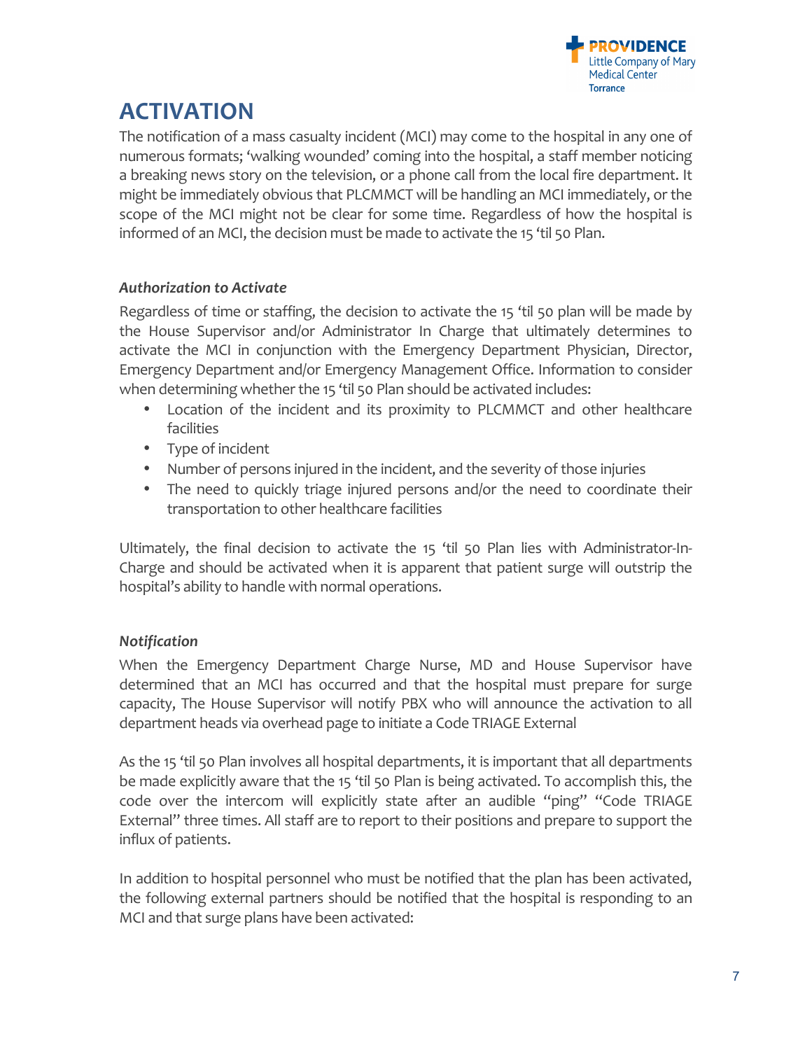# ACTIVATION

The notification of a mass casualty incident (MCI) may come to the hospital in any one of numerous formats; 'walking wounded' coming into the hospital, a staff member noticing a breaking news story on the television, or a phone call from the local fire department. It might be immediately obvious that PLCMMCT will be handling an MCI immediately, or the scope of the MCI might not be clear for some time. Regardless of how the hospital is informed of an MCI, the decision must be made to activate the 15 'til 50 Plan.

### *Authorization to Activate*

Regardless of time or staffing, the decision to activate the 15 'til 50 plan will be made by the House Supervisor and/or Administrator In Charge that ultimately determines to activate the MCI in conjunction with the Emergency Department Physician, Director, Emergency Department and/or Emergency Management Office. Information to consider when determining whether the 15 'til 50 Plan should be activated includes:

- Location of the incident and its proximity to PLCMMCT and other healthcare facilities
- Type of incident
- Number of persons injured in the incident, and the severity of those injuries
- The need to quickly triage injured persons and/or the need to coordinate their transportation to other healthcare facilities

Ultimately, the final decision to activate the 15 'til 50 Plan lies with Administrator-In-Charge and should be activated when it is apparent that patient surge will outstrip the hospital's ability to handle with normal operations.

### *Notification*

When the Emergency Department Charge Nurse, MD and House Supervisor have determined that an MCI has occurred and that the hospital must prepare for surge capacity, The House Supervisor will notify PBX who will announce the activation to all department heads via overhead page to initiate a Code TRIAGE External

As the 15 'til 50 Plan involves all hospital departments, it is important that all departments be made explicitly aware that the 15 'til 50 Plan is being activated. To accomplish this, the code over the intercom will explicitly state after an audible "ping" "Code TRIAGE External" three times. All staff are to report to their positions and prepare to support the influx of patients.

In addition to hospital personnel who must be notified that the plan has been activated, the following external partners should be notified that the hospital is responding to an MCI and that surge plans have been activated: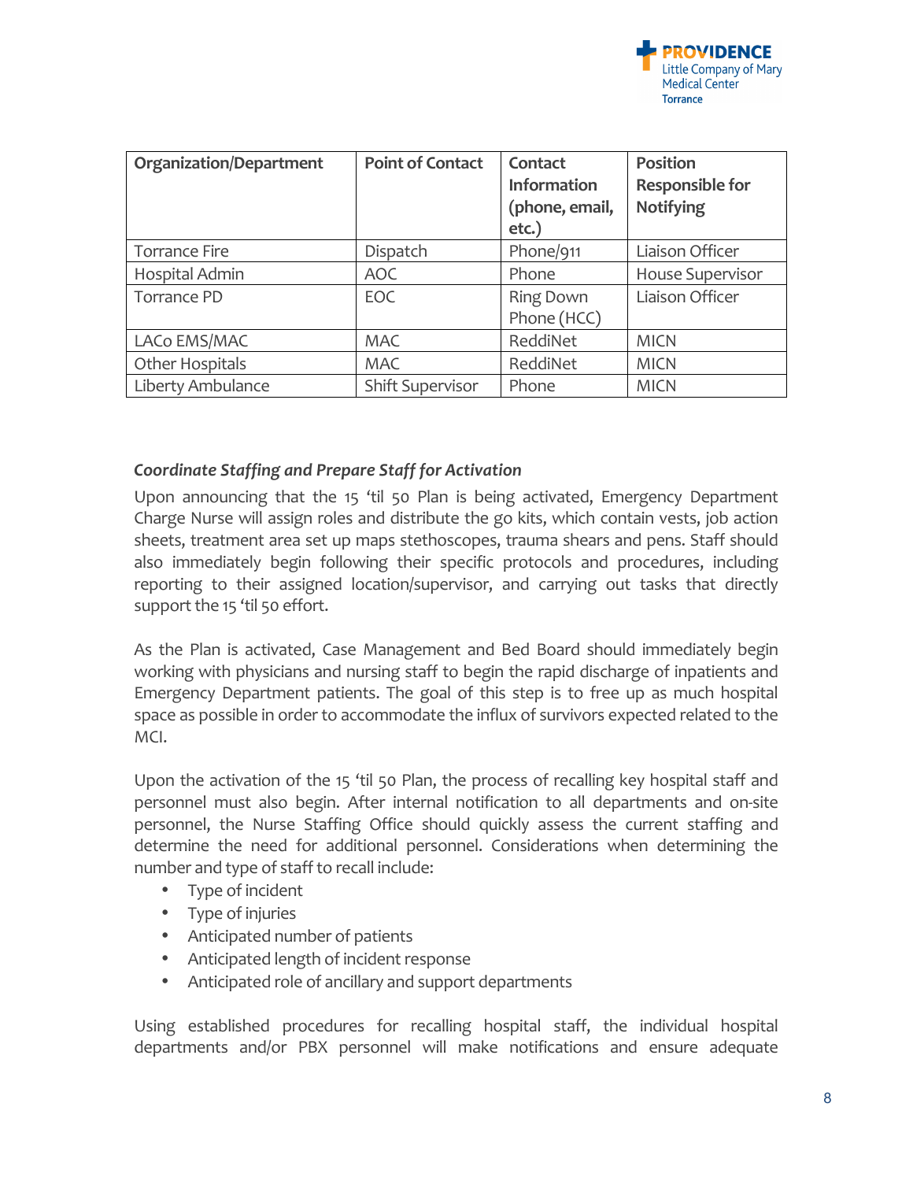| Organization/Department | Point of Contact | Contact Information (phone, email, etc.) | Position Responsible for Notifying |
|---|---|---|---|
| Torrance Fire | Dispatch | Phone/911 | Liaison Officer |
| Hospital Admin | AOC | Phone | House Supervisor |
| Torrance PD | EOC | Ring Down Phone (HCC) | Liaison Officer |
| LACo EMS/MAC | MAC | ReddiNet | MICN |
| Other Hospitals | MAC | ReddiNet | MICN |
| Liberty Ambulance | Shift Supervisor | Phone | MICN |

***Coordinate Staffing and Prepare Staff for Activation***

Upon announcing that the 15 'til 50 Plan is being activated, Emergency Department Charge Nurse will assign roles and distribute the go kits, which contain vests, job action sheets, treatment area set up maps stethoscopes, trauma shears and pens. Staff should also immediately begin following their specific protocols and procedures, including reporting to their assigned location/supervisor, and carrying out tasks that directly support the 15 'til 50 effort.

As the Plan is activated, Case Management and Bed Board should immediately begin working with physicians and nursing staff to begin the rapid discharge of inpatients and Emergency Department patients. The goal of this step is to free up as much hospital space as possible in order to accommodate the influx of survivors expected related to the MCI.

Upon the activation of the 15 'til 50 Plan, the process of recalling key hospital staff and personnel must also begin. After internal notification to all departments and on-site personnel, the Nurse Staffing Office should quickly assess the current staffing and determine the need for additional personnel. Considerations when determining the number and type of staff to recall include:

- Type of incident
- Type of injuries
- Anticipated number of patients
- Anticipated length of incident response
- Anticipated role of ancillary and support departments

Using established procedures for recalling hospital staff, the individual hospital departments and/or PBX personnel will make notifications and ensure adequate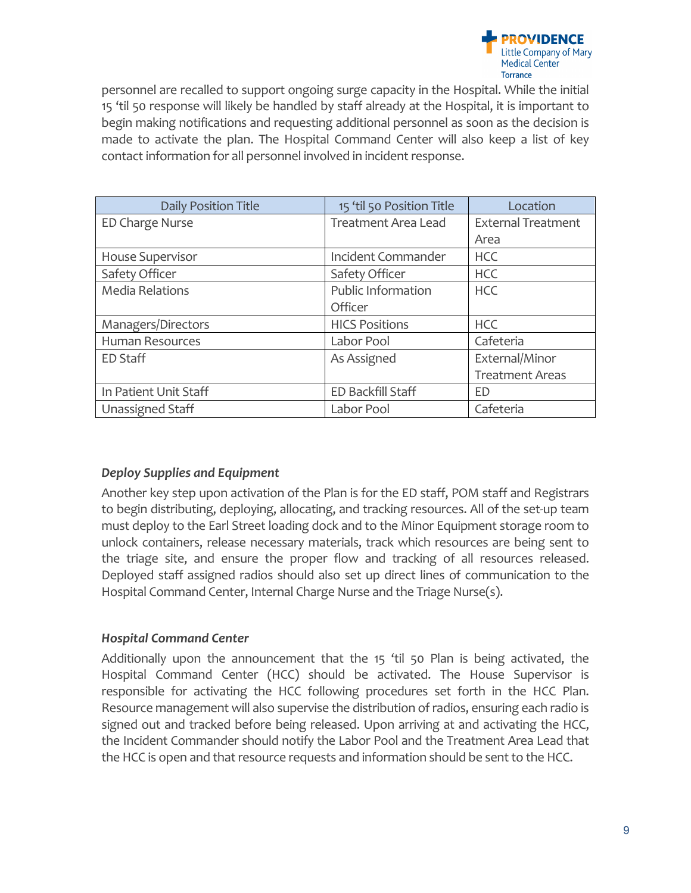personnel are recalled to support ongoing surge capacity in the Hospital. While the initial 15 'til 50 response will likely be handled by staff already at the Hospital, it is important to begin making notifications and requesting additional personnel as soon as the decision is made to activate the plan. The Hospital Command Center will also keep a list of key contact information for all personnel involved in incident response.

| Daily Position Title | 15 'til 50 Position Title | Location |
|---|---|---|
| ED Charge Nurse | Treatment Area Lead | External Treatment Area |
| House Supervisor | Incident Commander | HCC |
| Safety Officer | Safety Officer | HCC |
| Media Relations | Public Information Officer | HCC |
| Managers/Directors | HICS Positions | HCC |
| Human Resources | Labor Pool | Cafeteria |
| ED Staff | As Assigned | External/Minor Treatment Areas |
| In Patient Unit Staff | ED Backfill Staff | ED |
| Unassigned Staff | Labor Pool | Cafeteria |

### *Deploy Supplies and Equipment*

Another key step upon activation of the Plan is for the ED staff, POM staff and Registrars to begin distributing, deploying, allocating, and tracking resources. All of the set-up team must deploy to the Earl Street loading dock and to the Minor Equipment storage room to unlock containers, release necessary materials, track which resources are being sent to the triage site, and ensure the proper flow and tracking of all resources released. Deployed staff assigned radios should also set up direct lines of communication to the Hospital Command Center, Internal Charge Nurse and the Triage Nurse(s).

### *Hospital Command Center*

Additionally upon the announcement that the 15 'til 50 Plan is being activated, the Hospital Command Center (HCC) should be activated. The House Supervisor is responsible for activating the HCC following procedures set forth in the HCC Plan. Resource management will also supervise the distribution of radios, ensuring each radio is signed out and tracked before being released. Upon arriving at and activating the HCC, the Incident Commander should notify the Labor Pool and the Treatment Area Lead that the HCC is open and that resource requests and information should be sent to the HCC.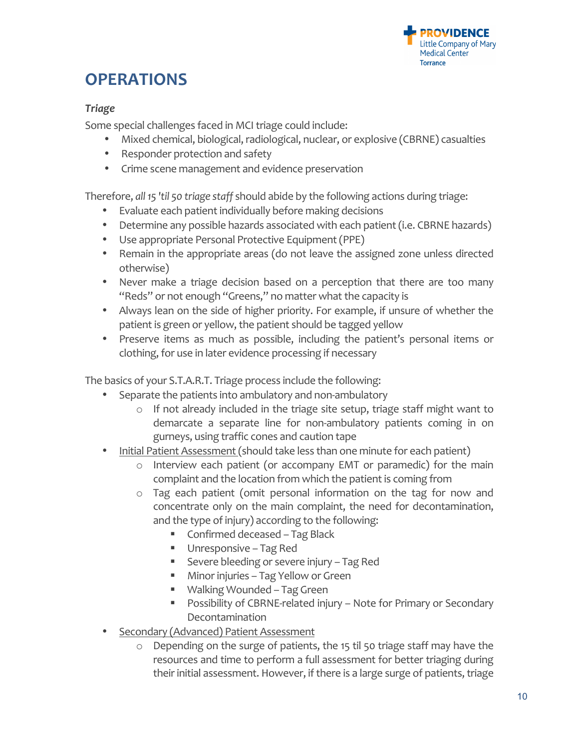# OPERATIONS

### *Triage*

Some special challenges faced in MCI triage could include:

- Mixed chemical, biological, radiological, nuclear, or explosive (CBRNE) casualties
- Responder protection and safety
- Crime scene management and evidence preservation

Therefore, *all 15 'til 50 triage staff* should abide by the following actions during triage:

- Evaluate each patient individually before making decisions
- Determine any possible hazards associated with each patient (i.e. CBRNE hazards)
- Use appropriate Personal Protective Equipment (PPE)
- Remain in the appropriate areas (do not leave the assigned zone unless directed otherwise)
- Never make a triage decision based on a perception that there are too many "Reds" or not enough "Greens," no matter what the capacity is
- Always lean on the side of higher priority. For example, if unsure of whether the patient is green or yellow, the patient should be tagged yellow
- Preserve items as much as possible, including the patient's personal items or clothing, for use in later evidence processing if necessary

The basics of your S.T.A.R.T. Triage process include the following:

- Separate the patients into ambulatory and non-ambulatory
  - If not already included in the triage site setup, triage staff might want to demarcate a separate line for non-ambulatory patients coming in on gurneys, using traffic cones and caution tape
- <u>Initial Patient Assessment</u> (should take less than one minute for each patient)
  - Interview each patient (or accompany EMT or paramedic) for the main complaint and the location from which the patient is coming from
  - Tag each patient (omit personal information on the tag for now and concentrate only on the main complaint, the need for decontamination, and the type of injury) according to the following:
    - Confirmed deceased – Tag Black
    - Unresponsive – Tag Red
    - Severe bleeding or severe injury – Tag Red
    - Minor injuries – Tag Yellow or Green
    - Walking Wounded – Tag Green
    - Possibility of CBRNE-related injury – Note for Primary or Secondary Decontamination
- <u>Secondary (Advanced) Patient Assessment</u>
  - Depending on the surge of patients, the 15 til 50 triage staff may have the resources and time to perform a full assessment for better triaging during their initial assessment. However, if there is a large surge of patients, triage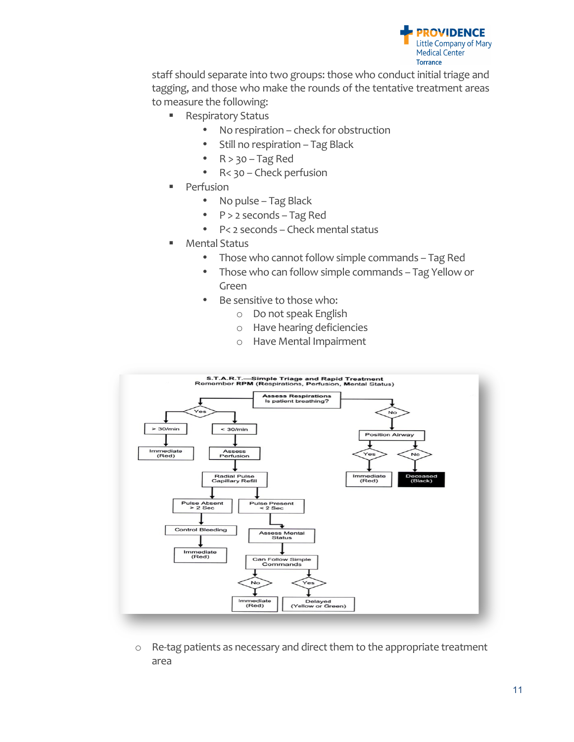staff should separate into two groups: those who conduct initial triage and tagging, and those who make the rounds of the tentative treatment areas to measure the following:

- Respiratory Status
  - No respiration – check for obstruction
  - Still no respiration – Tag Black
  - R > 30 – Tag Red
  - R< 30 – Check perfusion
- Perfusion
  - No pulse – Tag Black
  - P > 2 seconds – Tag Red
  - P< 2 seconds – Check mental status
- Mental Status
  - Those who cannot follow simple commands – Tag Red
  - Those who can follow simple commands – Tag Yellow or Green
  - Be sensitive to those who:
    - Do not speak English
    - Have hearing deficiencies
    - Have Mental Impairment

**S.T.A.R.T.—Simple Triage and Rapid Treatment**
Remember **RPM** (Respirations, Perfusion, Mental Status)

- Assess Respirations – Is patient breathing?
  - Yes
    - > 30/min → Immediate (Red)
    - < 30/min → Assess Perfusion → Radial Pulse Capillary Refill
      - Pulse Absent > 2 Sec → Control Bleeding → Immediate (Red)
      - Pulse Present < 2 Sec → Assess Mental Status → Can Follow Simple Commands
        - No → Immediate (Red)
        - Yes → Delayed (Yellow or Green)
  - No → Position Airway
    - Yes → Immediate (Red)
    - No → Deceased (Black)

- Re-tag patients as necessary and direct them to the appropriate treatment area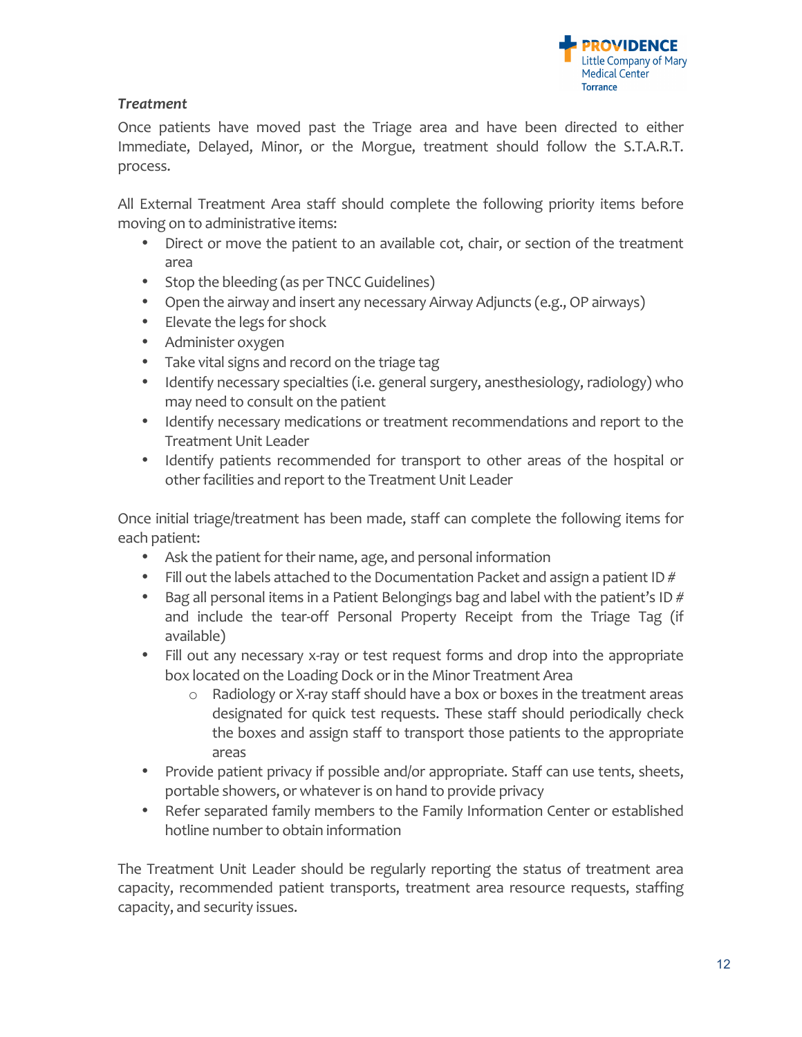### *Treatment*

Once patients have moved past the Triage area and have been directed to either Immediate, Delayed, Minor, or the Morgue, treatment should follow the S.T.A.R.T. process.

All External Treatment Area staff should complete the following priority items before moving on to administrative items:

- Direct or move the patient to an available cot, chair, or section of the treatment area
- Stop the bleeding (as per TNCC Guidelines)
- Open the airway and insert any necessary Airway Adjuncts (e.g., OP airways)
- Elevate the legs for shock
- Administer oxygen
- Take vital signs and record on the triage tag
- Identify necessary specialties (i.e. general surgery, anesthesiology, radiology) who may need to consult on the patient
- Identify necessary medications or treatment recommendations and report to the Treatment Unit Leader
- Identify patients recommended for transport to other areas of the hospital or other facilities and report to the Treatment Unit Leader

Once initial triage/treatment has been made, staff can complete the following items for each patient:

- Ask the patient for their name, age, and personal information
- Fill out the labels attached to the Documentation Packet and assign a patient ID #
- Bag all personal items in a Patient Belongings bag and label with the patient's ID # and include the tear-off Personal Property Receipt from the Triage Tag (if available)
- Fill out any necessary x-ray or test request forms and drop into the appropriate box located on the Loading Dock or in the Minor Treatment Area
  - Radiology or X-ray staff should have a box or boxes in the treatment areas designated for quick test requests. These staff should periodically check the boxes and assign staff to transport those patients to the appropriate areas
- Provide patient privacy if possible and/or appropriate. Staff can use tents, sheets, portable showers, or whatever is on hand to provide privacy
- Refer separated family members to the Family Information Center or established hotline number to obtain information

The Treatment Unit Leader should be regularly reporting the status of treatment area capacity, recommended patient transports, treatment area resource requests, staffing capacity, and security issues.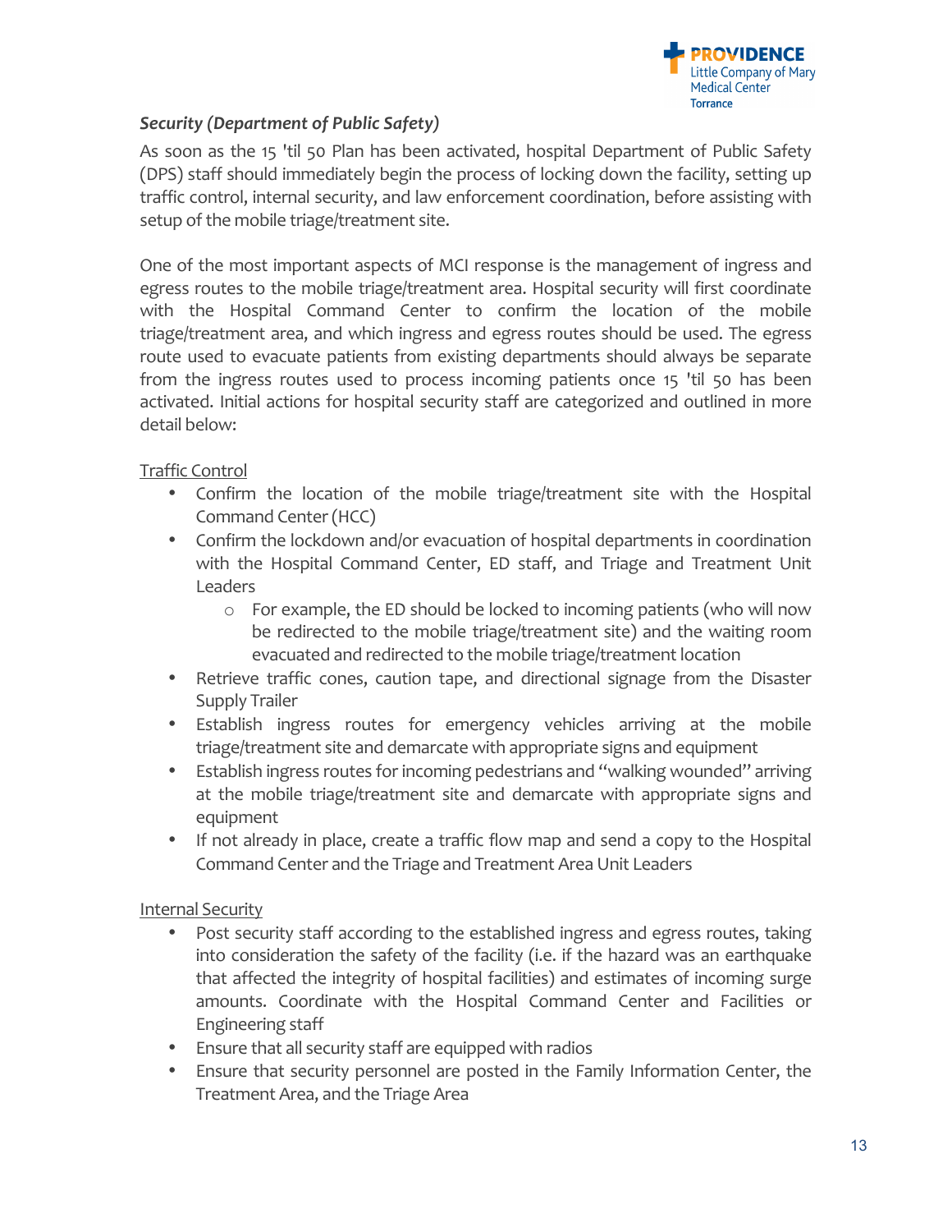### *Security (Department of Public Safety)*

As soon as the 15 'til 50 Plan has been activated, hospital Department of Public Safety (DPS) staff should immediately begin the process of locking down the facility, setting up traffic control, internal security, and law enforcement coordination, before assisting with setup of the mobile triage/treatment site.

One of the most important aspects of MCI response is the management of ingress and egress routes to the mobile triage/treatment area. Hospital security will first coordinate with the Hospital Command Center to confirm the location of the mobile triage/treatment area, and which ingress and egress routes should be used. The egress route used to evacuate patients from existing departments should always be separate from the ingress routes used to process incoming patients once 15 'til 50 has been activated. Initial actions for hospital security staff are categorized and outlined in more detail below:

<u>Traffic Control</u>

- Confirm the location of the mobile triage/treatment site with the Hospital Command Center (HCC)
- Confirm the lockdown and/or evacuation of hospital departments in coordination with the Hospital Command Center, ED staff, and Triage and Treatment Unit Leaders
    - For example, the ED should be locked to incoming patients (who will now be redirected to the mobile triage/treatment site) and the waiting room evacuated and redirected to the mobile triage/treatment location
- Retrieve traffic cones, caution tape, and directional signage from the Disaster Supply Trailer
- Establish ingress routes for emergency vehicles arriving at the mobile triage/treatment site and demarcate with appropriate signs and equipment
- Establish ingress routes for incoming pedestrians and "walking wounded" arriving at the mobile triage/treatment site and demarcate with appropriate signs and equipment
- If not already in place, create a traffic flow map and send a copy to the Hospital Command Center and the Triage and Treatment Area Unit Leaders

<u>Internal Security</u>

- Post security staff according to the established ingress and egress routes, taking into consideration the safety of the facility (i.e. if the hazard was an earthquake that affected the integrity of hospital facilities) and estimates of incoming surge amounts. Coordinate with the Hospital Command Center and Facilities or Engineering staff
- Ensure that all security staff are equipped with radios
- Ensure that security personnel are posted in the Family Information Center, the Treatment Area, and the Triage Area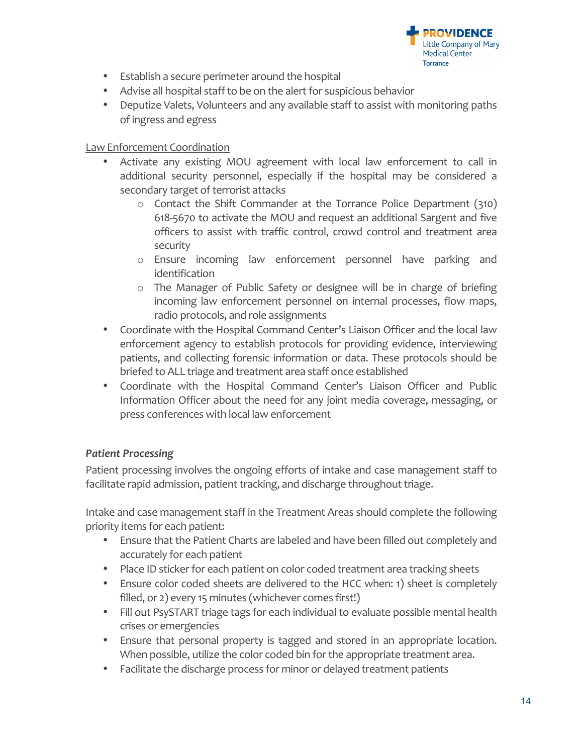- Establish a secure perimeter around the hospital
- Advise all hospital staff to be on the alert for suspicious behavior
- Deputize Valets, Volunteers and any available staff to assist with monitoring paths of ingress and egress

<u>Law Enforcement Coordination</u>

- Activate any existing MOU agreement with local law enforcement to call in additional security personnel, especially if the hospital may be considered a secondary target of terrorist attacks
  - Contact the Shift Commander at the Torrance Police Department (310) 618-5670 to activate the MOU and request an additional Sargent and five officers to assist with traffic control, crowd control and treatment area security
  - Ensure incoming law enforcement personnel have parking and identification
  - The Manager of Public Safety or designee will be in charge of briefing incoming law enforcement personnel on internal processes, flow maps, radio protocols, and role assignments
- Coordinate with the Hospital Command Center's Liaison Officer and the local law enforcement agency to establish protocols for providing evidence, interviewing patients, and collecting forensic information or data. These protocols should be briefed to ALL triage and treatment area staff once established
- Coordinate with the Hospital Command Center's Liaison Officer and Public Information Officer about the need for any joint media coverage, messaging, or press conferences with local law enforcement

*Patient Processing*

Patient processing involves the ongoing efforts of intake and case management staff to facilitate rapid admission, patient tracking, and discharge throughout triage.

Intake and case management staff in the Treatment Areas should complete the following priority items for each patient:

- Ensure that the Patient Charts are labeled and have been filled out completely and accurately for each patient
- Place ID sticker for each patient on color coded treatment area tracking sheets
- Ensure color coded sheets are delivered to the HCC when: 1) sheet is completely filled, or 2) every 15 minutes (whichever comes first!)
- Fill out PsySTART triage tags for each individual to evaluate possible mental health crises or emergencies
- Ensure that personal property is tagged and stored in an appropriate location. When possible, utilize the color coded bin for the appropriate treatment area.
- Facilitate the discharge process for minor or delayed treatment patients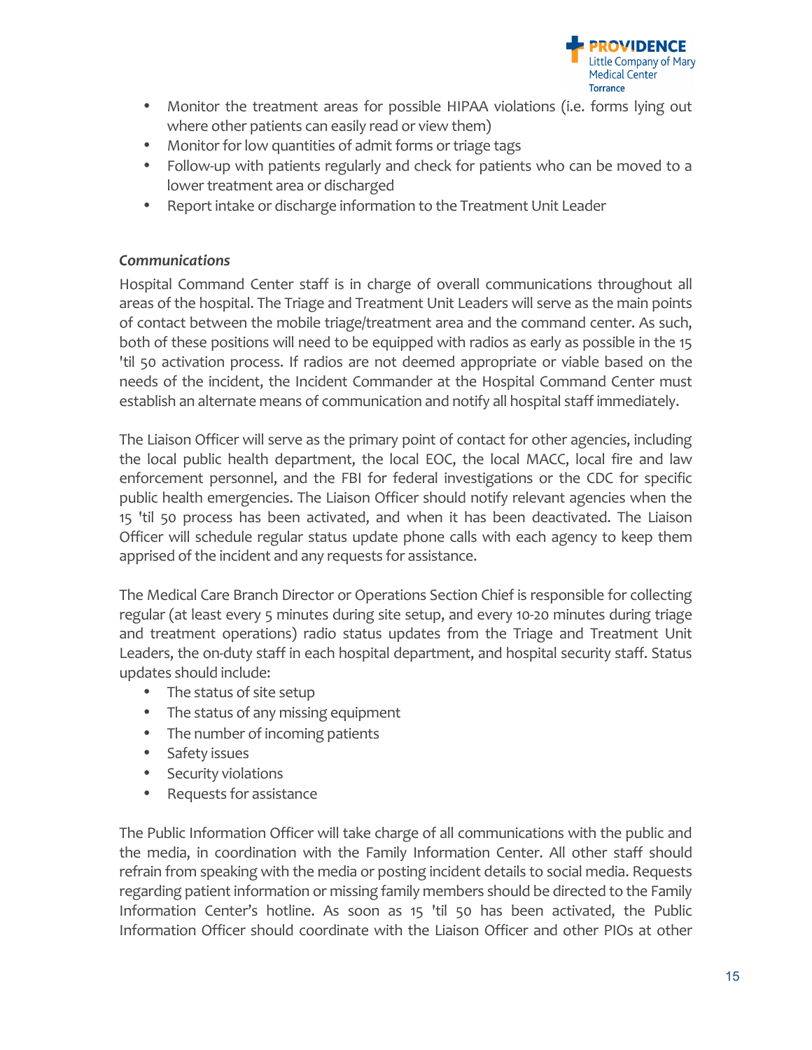- Monitor the treatment areas for possible HIPAA violations (i.e. forms lying out where other patients can easily read or view them)
- Monitor for low quantities of admit forms or triage tags
- Follow-up with patients regularly and check for patients who can be moved to a lower treatment area or discharged
- Report intake or discharge information to the Treatment Unit Leader

*Communications*

Hospital Command Center staff is in charge of overall communications throughout all areas of the hospital. The Triage and Treatment Unit Leaders will serve as the main points of contact between the mobile triage/treatment area and the command center. As such, both of these positions will need to be equipped with radios as early as possible in the 15 'til 50 activation process. If radios are not deemed appropriate or viable based on the needs of the incident, the Incident Commander at the Hospital Command Center must establish an alternate means of communication and notify all hospital staff immediately.

The Liaison Officer will serve as the primary point of contact for other agencies, including the local public health department, the local EOC, the local MACC, local fire and law enforcement personnel, and the FBI for federal investigations or the CDC for specific public health emergencies. The Liaison Officer should notify relevant agencies when the 15 'til 50 process has been activated, and when it has been deactivated. The Liaison Officer will schedule regular status update phone calls with each agency to keep them apprised of the incident and any requests for assistance.

The Medical Care Branch Director or Operations Section Chief is responsible for collecting regular (at least every 5 minutes during site setup, and every 10-20 minutes during triage and treatment operations) radio status updates from the Triage and Treatment Unit Leaders, the on-duty staff in each hospital department, and hospital security staff. Status updates should include:

- The status of site setup
- The status of any missing equipment
- The number of incoming patients
- Safety issues
- Security violations
- Requests for assistance

The Public Information Officer will take charge of all communications with the public and the media, in coordination with the Family Information Center. All other staff should refrain from speaking with the media or posting incident details to social media. Requests regarding patient information or missing family members should be directed to the Family Information Center's hotline. As soon as 15 'til 50 has been activated, the Public Information Officer should coordinate with the Liaison Officer and other PIOs at other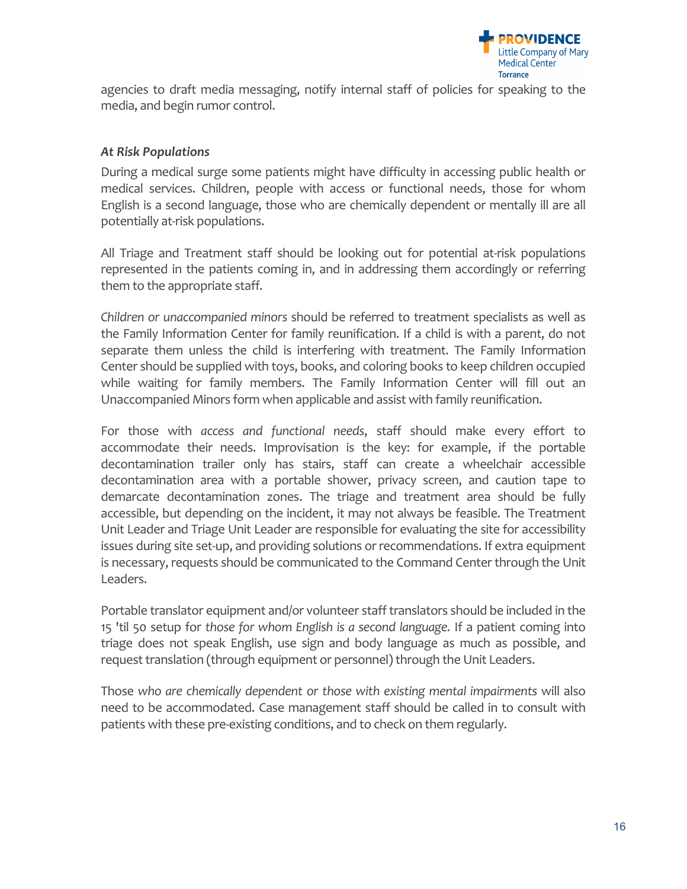agencies to draft media messaging, notify internal staff of policies for speaking to the media, and begin rumor control.

***At Risk Populations***

During a medical surge some patients might have difficulty in accessing public health or medical services. Children, people with access or functional needs, those for whom English is a second language, those who are chemically dependent or mentally ill are all potentially at-risk populations.

All Triage and Treatment staff should be looking out for potential at-risk populations represented in the patients coming in, and in addressing them accordingly or referring them to the appropriate staff.

*Children or unaccompanied minors* should be referred to treatment specialists as well as the Family Information Center for family reunification. If a child is with a parent, do not separate them unless the child is interfering with treatment. The Family Information Center should be supplied with toys, books, and coloring books to keep children occupied while waiting for family members. The Family Information Center will fill out an Unaccompanied Minors form when applicable and assist with family reunification.

For those with *access and functional needs*, staff should make every effort to accommodate their needs. Improvisation is the key: for example, if the portable decontamination trailer only has stairs, staff can create a wheelchair accessible decontamination area with a portable shower, privacy screen, and caution tape to demarcate decontamination zones. The triage and treatment area should be fully accessible, but depending on the incident, it may not always be feasible. The Treatment Unit Leader and Triage Unit Leader are responsible for evaluating the site for accessibility issues during site set-up, and providing solutions or recommendations. If extra equipment is necessary, requests should be communicated to the Command Center through the Unit Leaders.

Portable translator equipment and/or volunteer staff translators should be included in the 15 'til 50 setup for *those for whom English is a second language.* If a patient coming into triage does not speak English, use sign and body language as much as possible, and request translation (through equipment or personnel) through the Unit Leaders.

Those *who are chemically dependent or those with existing mental impairments* will also need to be accommodated. Case management staff should be called in to consult with patients with these pre-existing conditions, and to check on them regularly.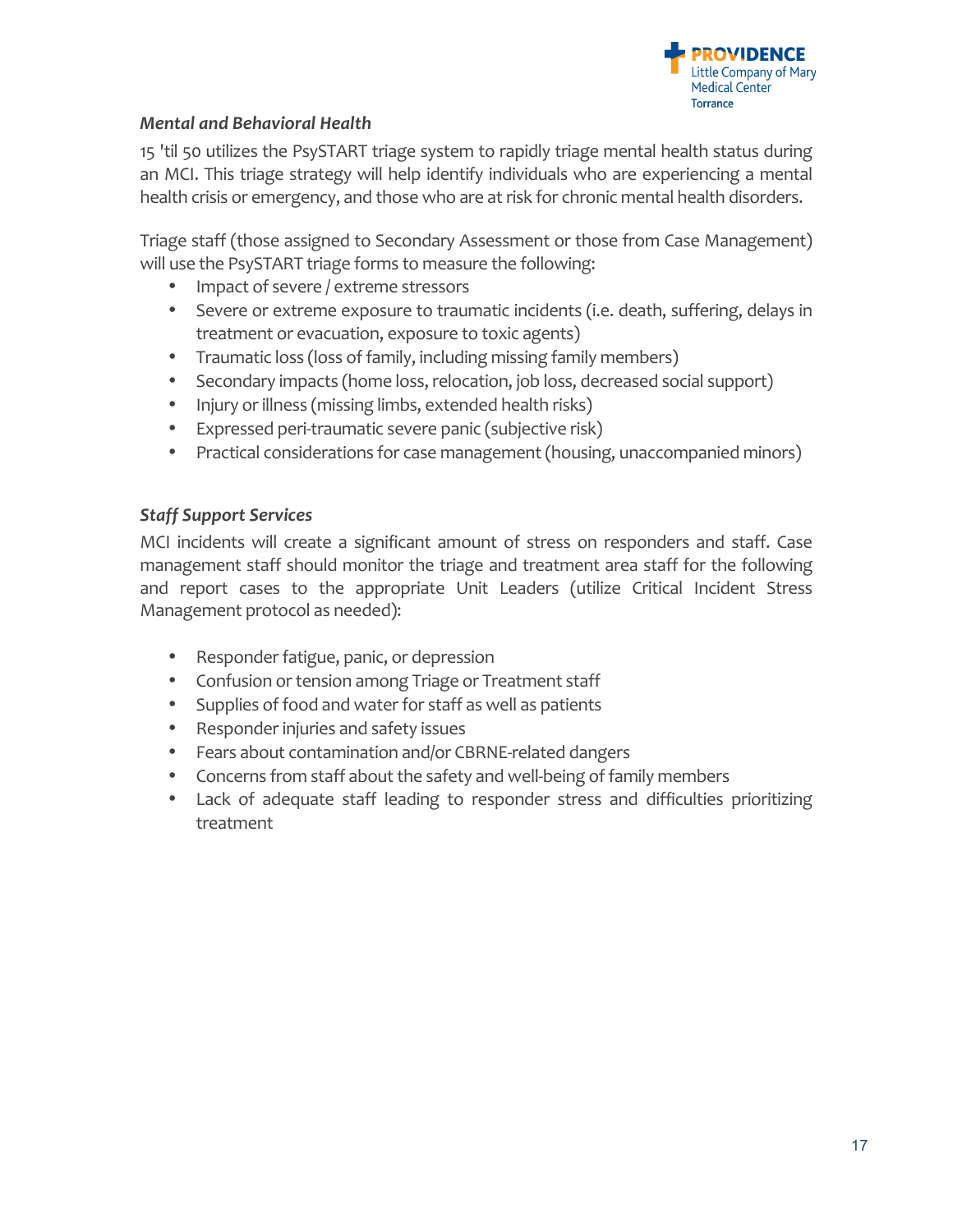*Mental and Behavioral Health*

15 'til 50 utilizes the PsySTART triage system to rapidly triage mental health status during an MCI. This triage strategy will help identify individuals who are experiencing a mental health crisis or emergency, and those who are at risk for chronic mental health disorders.

Triage staff (those assigned to Secondary Assessment or those from Case Management) will use the PsySTART triage forms to measure the following:

- Impact of severe / extreme stressors
- Severe or extreme exposure to traumatic incidents (i.e. death, suffering, delays in treatment or evacuation, exposure to toxic agents)
- Traumatic loss (loss of family, including missing family members)
- Secondary impacts (home loss, relocation, job loss, decreased social support)
- Injury or illness (missing limbs, extended health risks)
- Expressed peri-traumatic severe panic (subjective risk)
- Practical considerations for case management (housing, unaccompanied minors)

*Staff Support Services*

MCI incidents will create a significant amount of stress on responders and staff. Case management staff should monitor the triage and treatment area staff for the following and report cases to the appropriate Unit Leaders (utilize Critical Incident Stress Management protocol as needed):

- Responder fatigue, panic, or depression
- Confusion or tension among Triage or Treatment staff
- Supplies of food and water for staff as well as patients
- Responder injuries and safety issues
- Fears about contamination and/or CBRNE-related dangers
- Concerns from staff about the safety and well-being of family members
- Lack of adequate staff leading to responder stress and difficulties prioritizing treatment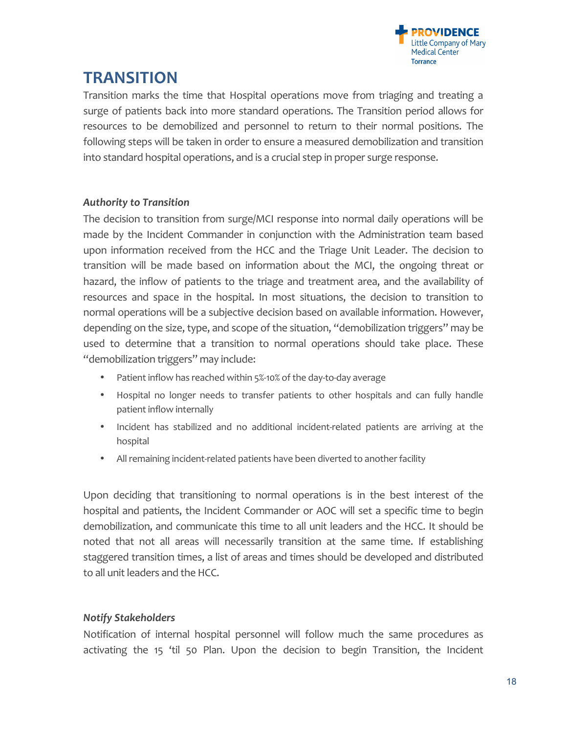# TRANSITION

Transition marks the time that Hospital operations move from triaging and treating a surge of patients back into more standard operations. The Transition period allows for resources to be demobilized and personnel to return to their normal positions. The following steps will be taken in order to ensure a measured demobilization and transition into standard hospital operations, and is a crucial step in proper surge response.

### *Authority to Transition*

The decision to transition from surge/MCI response into normal daily operations will be made by the Incident Commander in conjunction with the Administration team based upon information received from the HCC and the Triage Unit Leader. The decision to transition will be made based on information about the MCI, the ongoing threat or hazard, the inflow of patients to the triage and treatment area, and the availability of resources and space in the hospital. In most situations, the decision to transition to normal operations will be a subjective decision based on available information. However, depending on the size, type, and scope of the situation, "demobilization triggers" may be used to determine that a transition to normal operations should take place. These "demobilization triggers" may include:

- Patient inflow has reached within 5%-10% of the day-to-day average
- Hospital no longer needs to transfer patients to other hospitals and can fully handle patient inflow internally
- Incident has stabilized and no additional incident-related patients are arriving at the hospital
- All remaining incident-related patients have been diverted to another facility

Upon deciding that transitioning to normal operations is in the best interest of the hospital and patients, the Incident Commander or AOC will set a specific time to begin demobilization, and communicate this time to all unit leaders and the HCC. It should be noted that not all areas will necessarily transition at the same time. If establishing staggered transition times, a list of areas and times should be developed and distributed to all unit leaders and the HCC.

### *Notify Stakeholders*

Notification of internal hospital personnel will follow much the same procedures as activating the 15 'til 50 Plan. Upon the decision to begin Transition, the Incident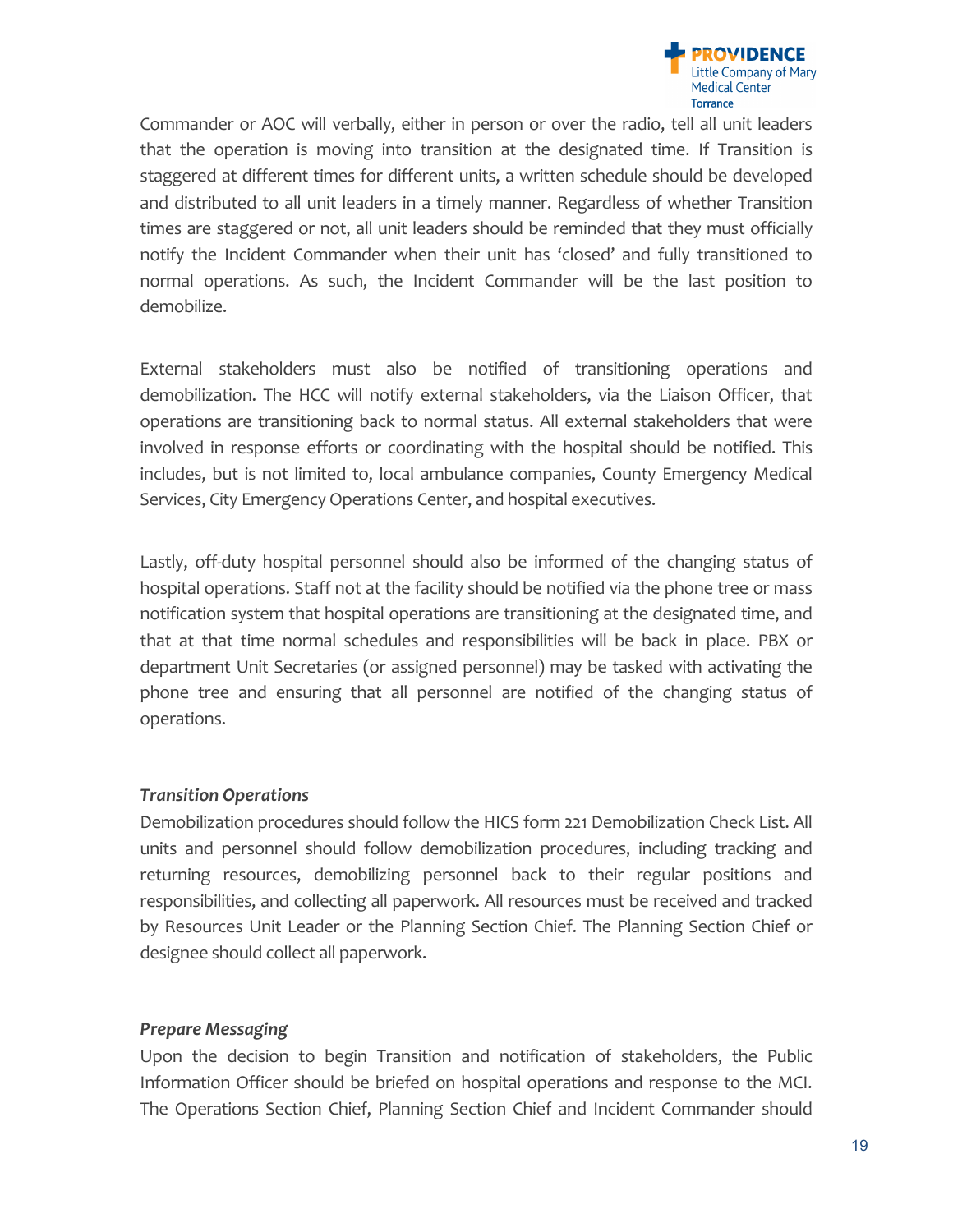Commander or AOC will verbally, either in person or over the radio, tell all unit leaders that the operation is moving into transition at the designated time. If Transition is staggered at different times for different units, a written schedule should be developed and distributed to all unit leaders in a timely manner. Regardless of whether Transition times are staggered or not, all unit leaders should be reminded that they must officially notify the Incident Commander when their unit has 'closed' and fully transitioned to normal operations. As such, the Incident Commander will be the last position to demobilize.

External stakeholders must also be notified of transitioning operations and demobilization. The HCC will notify external stakeholders, via the Liaison Officer, that operations are transitioning back to normal status. All external stakeholders that were involved in response efforts or coordinating with the hospital should be notified. This includes, but is not limited to, local ambulance companies, County Emergency Medical Services, City Emergency Operations Center, and hospital executives.

Lastly, off-duty hospital personnel should also be informed of the changing status of hospital operations. Staff not at the facility should be notified via the phone tree or mass notification system that hospital operations are transitioning at the designated time, and that at that time normal schedules and responsibilities will be back in place. PBX or department Unit Secretaries (or assigned personnel) may be tasked with activating the phone tree and ensuring that all personnel are notified of the changing status of operations.

***Transition Operations***

Demobilization procedures should follow the HICS form 221 Demobilization Check List. All units and personnel should follow demobilization procedures, including tracking and returning resources, demobilizing personnel back to their regular positions and responsibilities, and collecting all paperwork. All resources must be received and tracked by Resources Unit Leader or the Planning Section Chief. The Planning Section Chief or designee should collect all paperwork.

***Prepare Messaging***

Upon the decision to begin Transition and notification of stakeholders, the Public Information Officer should be briefed on hospital operations and response to the MCI. The Operations Section Chief, Planning Section Chief and Incident Commander should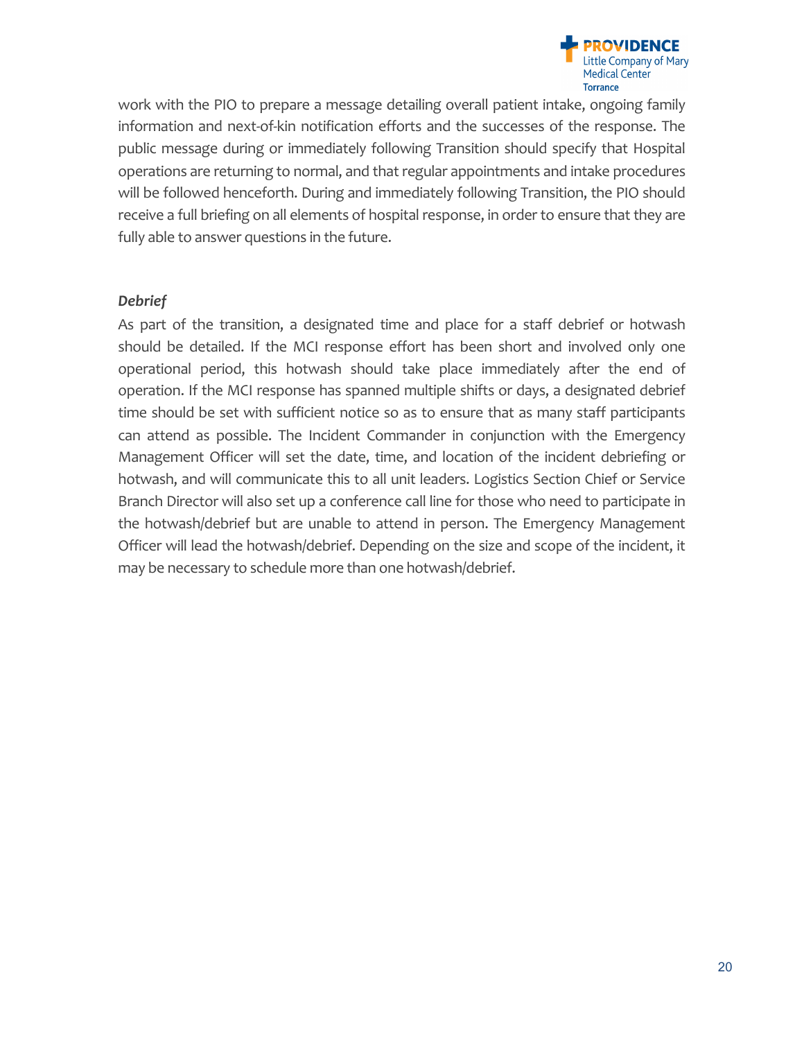work with the PIO to prepare a message detailing overall patient intake, ongoing family information and next-of-kin notification efforts and the successes of the response. The public message during or immediately following Transition should specify that Hospital operations are returning to normal, and that regular appointments and intake procedures will be followed henceforth. During and immediately following Transition, the PIO should receive a full briefing on all elements of hospital response, in order to ensure that they are fully able to answer questions in the future.

***Debrief***

As part of the transition, a designated time and place for a staff debrief or hotwash should be detailed. If the MCI response effort has been short and involved only one operational period, this hotwash should take place immediately after the end of operation. If the MCI response has spanned multiple shifts or days, a designated debrief time should be set with sufficient notice so as to ensure that as many staff participants can attend as possible. The Incident Commander in conjunction with the Emergency Management Officer will set the date, time, and location of the incident debriefing or hotwash, and will communicate this to all unit leaders. Logistics Section Chief or Service Branch Director will also set up a conference call line for those who need to participate in the hotwash/debrief but are unable to attend in person. The Emergency Management Officer will lead the hotwash/debrief. Depending on the size and scope of the incident, it may be necessary to schedule more than one hotwash/debrief.